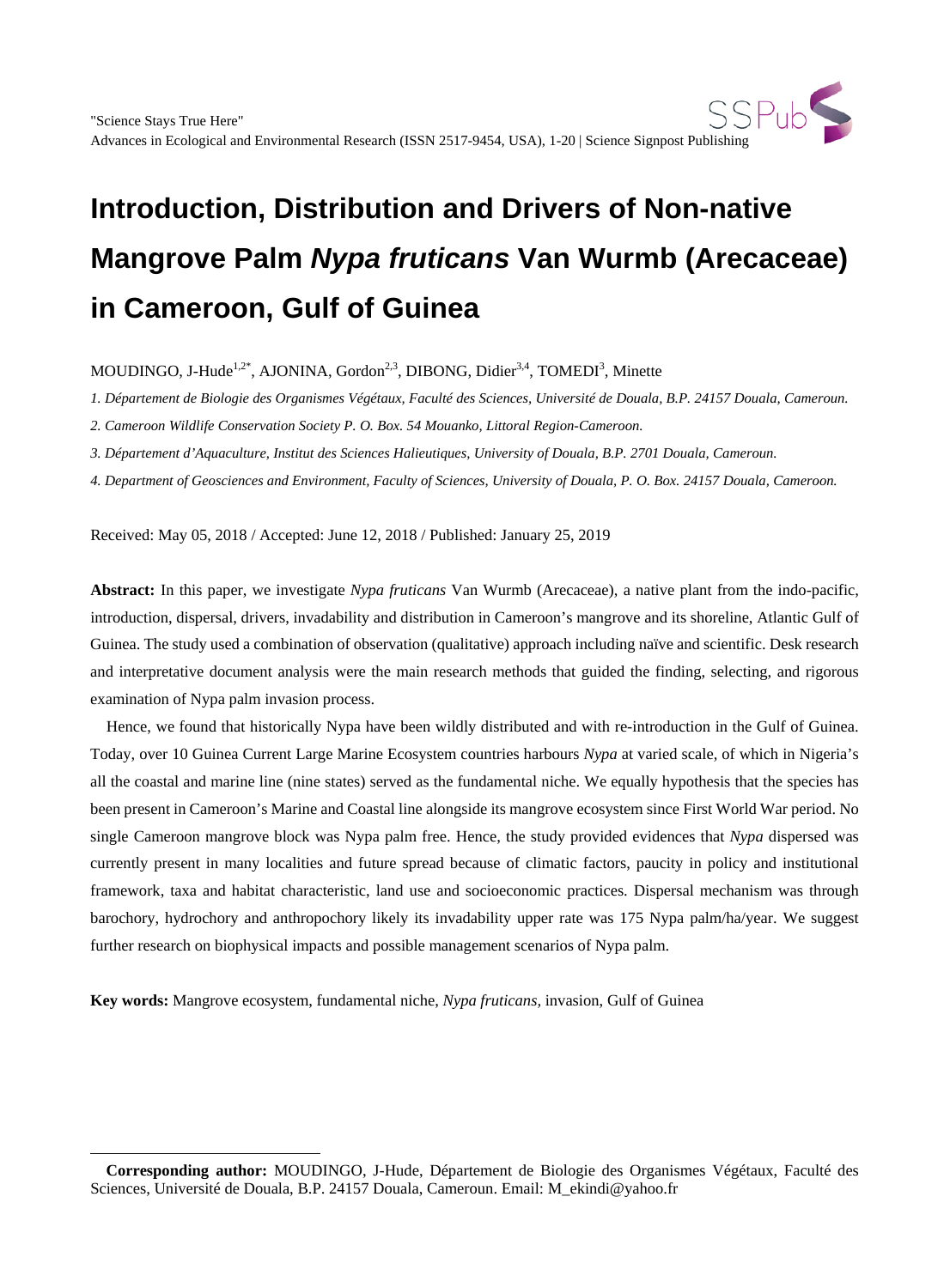# Introduction, Distribution and Drivers of Non-native Mangrove Palm *Nypa fruticans* Van Wurmb (Arecaceae) in Cameroon, Gulf of Guinea

MOUDINGO, J-Hude[1,2*], AJONINA, Gordon[2,3], DIBONG, Didier[3,4], TOMEDI[3], Minette

*1. Département de Biologie des Organismes Végétaux, Faculté des Sciences, Université de Douala, B.P. 24157 Douala, Cameroun.*

*2. Cameroon Wildlife Conservation Society P. O. Box. 54 Mouanko, Littoral Region-Cameroon.*

*3. Département d'Aquaculture, Institut des Sciences Halieutiques, University of Douala, B.P. 2701 Douala, Cameroon.*

*4. Department of Geosciences and Environment, Faculty of Sciences, University of Douala, P. O. Box. 24157 Douala, Cameroon.*

Received: May 05, 2018 / Accepted: June 12, 2018 / Published: January 25, 2019

**Abstract:** In this paper, we investigate *Nypa fruticans* Van Wurmb (Arecaceae), a native plant from the indo-pacific, introduction, dispersal, drivers, invadability and distribution in Cameroon's mangrove and its shoreline, Atlantic Gulf of Guinea. The study used a combination of observation (qualitative) approach including naïve and scientific. Desk research and interpretative document analysis were the main research methods that guided the finding, selecting, and rigorous examination of Nypa palm invasion process.

Hence, we found that historically Nypa have been wildly distributed and with re-introduction in the Gulf of Guinea. Today, over 10 Guinea Current Large Marine Ecosystem countries harbours *Nypa* at varied scale, of which in Nigeria's all the coastal and marine line (nine states) served as the fundamental niche. We equally hypothesis that the species has been present in Cameroon's Marine and Coastal line alongside its mangrove ecosystem since First World War period. No single Cameroon mangrove block was Nypa palm free. Hence, the study provided evidences that *Nypa* dispersed was currently present in many localities and future spread because of climatic factors, paucity in policy and institutional framework, taxa and habitat characteristic, land use and socioeconomic practices. Dispersal mechanism was through barochory, hydrochory and anthropochory likely its invadability upper rate was 175 Nypa palm/ha/year. We suggest further research on biophysical impacts and possible management scenarios of Nypa palm.

**Key words:** Mangrove ecosystem, fundamental niche, *Nypa fruticans*, invasion, Gulf of Guinea

---

**Corresponding author:** MOUDINGO, J-Hude, Département de Biologie des Organismes Végétaux, Faculté des Sciences, Université de Douala, B.P. 24157 Douala, Cameroun. Email: M_ekindi@yahoo.fr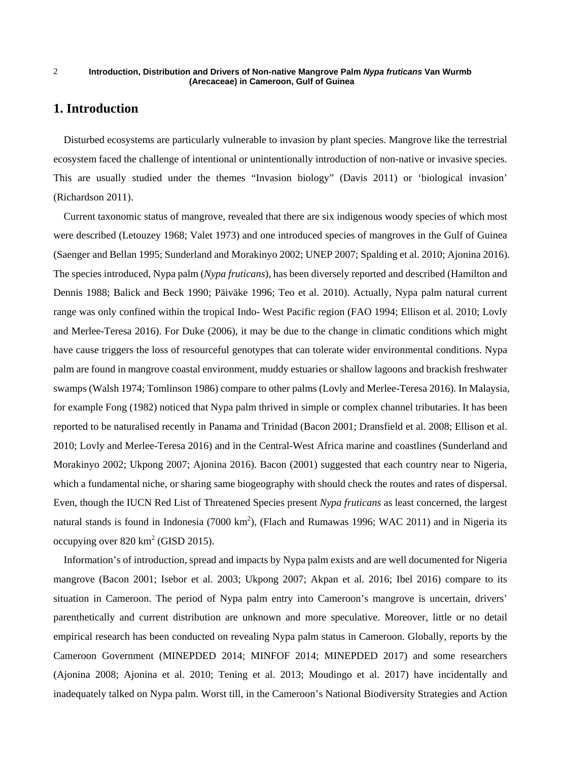# 1. Introduction

Disturbed ecosystems are particularly vulnerable to invasion by plant species. Mangrove like the terrestrial ecosystem faced the challenge of intentional or unintentionally introduction of non-native or invasive species. This are usually studied under the themes "Invasion biology" (Davis 2011) or 'biological invasion' (Richardson 2011).

Current taxonomic status of mangrove, revealed that there are six indigenous woody species of which most were described (Letouzey 1968; Valet 1973) and one introduced species of mangroves in the Gulf of Guinea (Saenger and Bellan 1995; Sunderland and Morakinyo 2002; UNEP 2007; Spalding et al. 2010; Ajonina 2016). The species introduced, Nypa palm (*Nypa fruticans*), has been diversely reported and described (Hamilton and Dennis 1988; Balick and Beck 1990; Päiväke 1996; Teo et al. 2010). Actually, Nypa palm natural current range was only confined within the tropical Indo- West Pacific region (FAO 1994; Ellison et al. 2010; Lovly and Merlee-Teresa 2016). For Duke (2006), it may be due to the change in climatic conditions which might have cause triggers the loss of resourceful genotypes that can tolerate wider environmental conditions. Nypa palm are found in mangrove coastal environment, muddy estuaries or shallow lagoons and brackish freshwater swamps (Walsh 1974; Tomlinson 1986) compare to other palms (Lovly and Merlee-Teresa 2016). In Malaysia, for example Fong (1982) noticed that Nypa palm thrived in simple or complex channel tributaries. It has been reported to be naturalised recently in Panama and Trinidad (Bacon 2001; Dransfield et al. 2008; Ellison et al. 2010; Lovly and Merlee-Teresa 2016) and in the Central-West Africa marine and coastlines (Sunderland and Morakinyo 2002; Ukpong 2007; Ajonina 2016). Bacon (2001) suggested that each country near to Nigeria, which a fundamental niche, or sharing same biogeography with should check the routes and rates of dispersal. Even, though the IUCN Red List of Threatened Species present *Nypa fruticans* as least concerned, the largest natural stands is found in Indonesia (7000 km$^2$), (Flach and Rumawas 1996; WAC 2011) and in Nigeria its occupying over 820 km$^2$ (GISD 2015).

Information's of introduction, spread and impacts by Nypa palm exists and are well documented for Nigeria mangrove (Bacon 2001; Isebor et al. 2003; Ukpong 2007; Akpan et al. 2016; Ibel 2016) compare to its situation in Cameroon. The period of Nypa palm entry into Cameroon's mangrove is uncertain, drivers' parenthetically and current distribution are unknown and more speculative. Moreover, little or no detail empirical research has been conducted on revealing Nypa palm status in Cameroon. Globally, reports by the Cameroon Government (MINEPDED 2014; MINFOF 2014; MINEPDED 2017) and some researchers (Ajonina 2008; Ajonina et al. 2010; Tening et al. 2013; Moudingo et al. 2017) have incidentally and inadequately talked on Nypa palm. Worst till, in the Cameroon's National Biodiversity Strategies and Action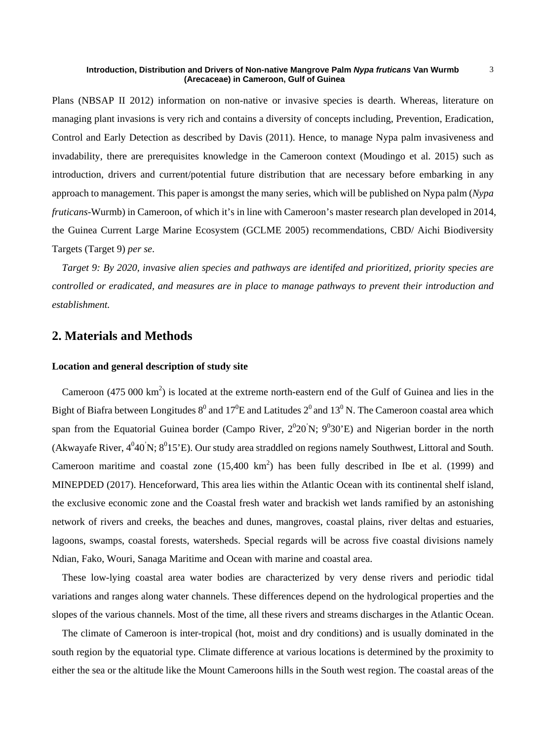Plans (NBSAP II 2012) information on non-native or invasive species is dearth. Whereas, literature on managing plant invasions is very rich and contains a diversity of concepts including, Prevention, Eradication, Control and Early Detection as described by Davis (2011). Hence, to manage Nypa palm invasiveness and invadability, there are prerequisites knowledge in the Cameroon context (Moudingo et al. 2015) such as introduction, drivers and current/potential future distribution that are necessary before embarking in any approach to management. This paper is amongst the many series, which will be published on Nypa palm (*Nypa fruticans*-Wurmb) in Cameroon, of which it's in line with Cameroon's master research plan developed in 2014, the Guinea Current Large Marine Ecosystem (GCLME 2005) recommendations, CBD/ Aichi Biodiversity Targets (Target 9) *per se*.

*Target 9: By 2020, invasive alien species and pathways are identifed and prioritized, priority species are controlled or eradicated, and measures are in place to manage pathways to prevent their introduction and establishment.*

## 2. Materials and Methods

**Location and general description of study site**

Cameroon (475 000 $km^2$) is located at the extreme north-eastern end of the Gulf of Guinea and lies in the Bight of Biafra between Longitudes $8^0$ and $17^0$E and Latitudes $2^0$ and $13^0$ N. The Cameroon coastal area which span from the Equatorial Guinea border (Campo River, $2^020^{'}$N; $9^030$'E) and Nigerian border in the north (Akwayafe River, $4^040^{'}$N; $8^015$'E). Our study area straddled on regions namely Southwest, Littoral and South. Cameroon maritime and coastal zone (15,400 $km^2$) has been fully described in Ibe et al. (1999) and MINEPDED (2017). Henceforward, This area lies within the Atlantic Ocean with its continental shelf island, the exclusive economic zone and the Coastal fresh water and brackish wet lands ramified by an astonishing network of rivers and creeks, the beaches and dunes, mangroves, coastal plains, river deltas and estuaries, lagoons, swamps, coastal forests, watersheds. Special regards will be across five coastal divisions namely Ndian, Fako, Wouri, Sanaga Maritime and Ocean with marine and coastal area.

These low-lying coastal area water bodies are characterized by very dense rivers and periodic tidal variations and ranges along water channels. These differences depend on the hydrological properties and the slopes of the various channels. Most of the time, all these rivers and streams discharges in the Atlantic Ocean.

The climate of Cameroon is inter-tropical (hot, moist and dry conditions) and is usually dominated in the south region by the equatorial type. Climate difference at various locations is determined by the proximity to either the sea or the altitude like the Mount Cameroons hills in the South west region. The coastal areas of the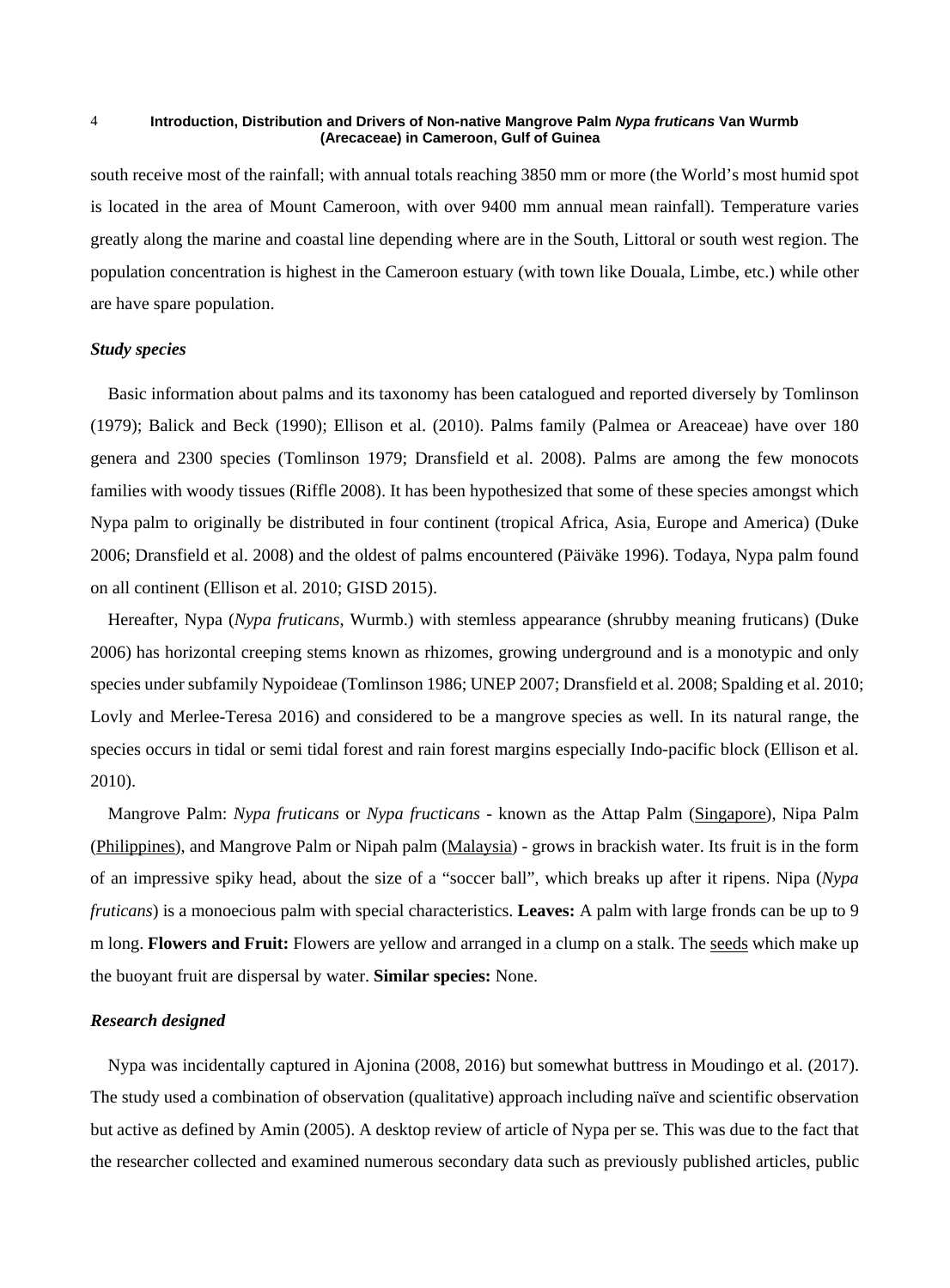south receive most of the rainfall; with annual totals reaching 3850 mm or more (the World's most humid spot is located in the area of Mount Cameroon, with over 9400 mm annual mean rainfall). Temperature varies greatly along the marine and coastal line depending where are in the South, Littoral or south west region. The population concentration is highest in the Cameroon estuary (with town like Douala, Limbe, etc.) while other are have spare population.

### *Study species*

Basic information about palms and its taxonomy has been catalogued and reported diversely by Tomlinson (1979); Balick and Beck (1990); Ellison et al. (2010). Palms family (Palmea or Areaceae) have over 180 genera and 2300 species (Tomlinson 1979; Dransfield et al. 2008). Palms are among the few monocots families with woody tissues (Riffle 2008). It has been hypothesized that some of these species amongst which Nypa palm to originally be distributed in four continent (tropical Africa, Asia, Europe and America) (Duke 2006; Dransfield et al. 2008) and the oldest of palms encountered (Päiväke 1996). Todaya, Nypa palm found on all continent (Ellison et al. 2010; GISD 2015).

Hereafter, Nypa (*Nypa fruticans*, Wurmb.) with stemless appearance (shrubby meaning fruticans) (Duke 2006) has horizontal creeping stems known as rhizomes, growing underground and is a monotypic and only species under subfamily Nypoideae (Tomlinson 1986; UNEP 2007; Dransfield et al. 2008; Spalding et al. 2010; Lovly and Merlee-Teresa 2016) and considered to be a mangrove species as well. In its natural range, the species occurs in tidal or semi tidal forest and rain forest margins especially Indo-pacific block (Ellison et al. 2010).

Mangrove Palm: *Nypa fruticans* or *Nypa fructicans* - known as the Attap Palm (Singapore), Nipa Palm (Philippines), and Mangrove Palm or Nipah palm (Malaysia) - grows in brackish water. Its fruit is in the form of an impressive spiky head, about the size of a "soccer ball", which breaks up after it ripens. Nipa (*Nypa fruticans*) is a monoecious palm with special characteristics. **Leaves:** A palm with large fronds can be up to 9 m long. **Flowers and Fruit:** Flowers are yellow and arranged in a clump on a stalk. The seeds which make up the buoyant fruit are dispersal by water. **Similar species:** None.

### *Research designed*

Nypa was incidentally captured in Ajonina (2008, 2016) but somewhat buttress in Moudingo et al. (2017). The study used a combination of observation (qualitative) approach including naïve and scientific observation but active as defined by Amin (2005). A desktop review of article of Nypa per se. This was due to the fact that the researcher collected and examined numerous secondary data such as previously published articles, public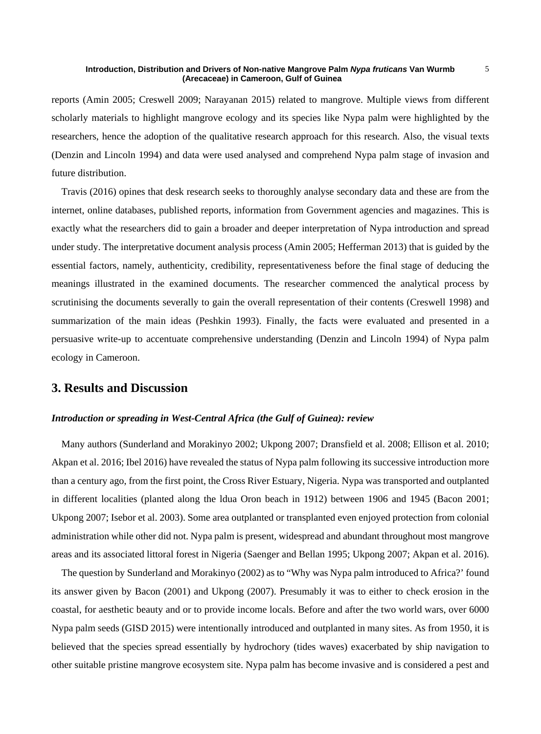reports (Amin 2005; Creswell 2009; Narayanan 2015) related to mangrove. Multiple views from different scholarly materials to highlight mangrove ecology and its species like Nypa palm were highlighted by the researchers, hence the adoption of the qualitative research approach for this research. Also, the visual texts (Denzin and Lincoln 1994) and data were used analysed and comprehend Nypa palm stage of invasion and future distribution.

Travis (2016) opines that desk research seeks to thoroughly analyse secondary data and these are from the internet, online databases, published reports, information from Government agencies and magazines. This is exactly what the researchers did to gain a broader and deeper interpretation of Nypa introduction and spread under study. The interpretative document analysis process (Amin 2005; Hefferman 2013) that is guided by the essential factors, namely, authenticity, credibility, representativeness before the final stage of deducing the meanings illustrated in the examined documents. The researcher commenced the analytical process by scrutinising the documents severally to gain the overall representation of their contents (Creswell 1998) and summarization of the main ideas (Peshkin 1993). Finally, the facts were evaluated and presented in a persuasive write-up to accentuate comprehensive understanding (Denzin and Lincoln 1994) of Nypa palm ecology in Cameroon.

## 3. Results and Discussion

### *Introduction or spreading in West-Central Africa (the Gulf of Guinea): review*

Many authors (Sunderland and Morakinyo 2002; Ukpong 2007; Dransfield et al. 2008; Ellison et al. 2010; Akpan et al. 2016; Ibel 2016) have revealed the status of Nypa palm following its successive introduction more than a century ago, from the first point, the Cross River Estuary, Nigeria. Nypa was transported and outplanted in different localities (planted along the ldua Oron beach in 1912) between 1906 and 1945 (Bacon 2001; Ukpong 2007; Isebor et al. 2003). Some area outplanted or transplanted even enjoyed protection from colonial administration while other did not. Nypa palm is present, widespread and abundant throughout most mangrove areas and its associated littoral forest in Nigeria (Saenger and Bellan 1995; Ukpong 2007; Akpan et al. 2016).

The question by Sunderland and Morakinyo (2002) as to "Why was Nypa palm introduced to Africa?' found its answer given by Bacon (2001) and Ukpong (2007). Presumably it was to either to check erosion in the coastal, for aesthetic beauty and or to provide income locals. Before and after the two world wars, over 6000 Nypa palm seeds (GISD 2015) were intentionally introduced and outplanted in many sites. As from 1950, it is believed that the species spread essentially by hydrochory (tides waves) exacerbated by ship navigation to other suitable pristine mangrove ecosystem site. Nypa palm has become invasive and is considered a pest and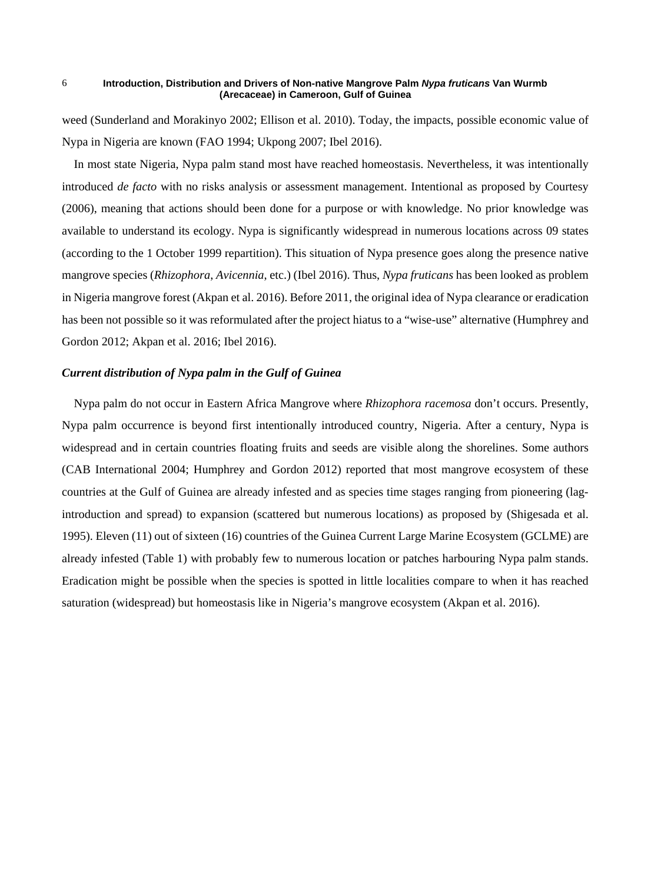weed (Sunderland and Morakinyo 2002; Ellison et al. 2010). Today, the impacts, possible economic value of Nypa in Nigeria are known (FAO 1994; Ukpong 2007; Ibel 2016).

In most state Nigeria, Nypa palm stand most have reached homeostasis. Nevertheless, it was intentionally introduced *de facto* with no risks analysis or assessment management. Intentional as proposed by Courtesy (2006), meaning that actions should been done for a purpose or with knowledge. No prior knowledge was available to understand its ecology. Nypa is significantly widespread in numerous locations across 09 states (according to the 1 October 1999 repartition). This situation of Nypa presence goes along the presence native mangrove species (*Rhizophora*, *Avicennia*, etc.) (Ibel 2016). Thus, *Nypa fruticans* has been looked as problem in Nigeria mangrove forest (Akpan et al. 2016). Before 2011, the original idea of Nypa clearance or eradication has been not possible so it was reformulated after the project hiatus to a "wise-use" alternative (Humphrey and Gordon 2012; Akpan et al. 2016; Ibel 2016).

### *Current distribution of Nypa palm in the Gulf of Guinea*

Nypa palm do not occur in Eastern Africa Mangrove where *Rhizophora racemosa* don't occurs. Presently, Nypa palm occurrence is beyond first intentionally introduced country, Nigeria. After a century, Nypa is widespread and in certain countries floating fruits and seeds are visible along the shorelines. Some authors (CAB International 2004; Humphrey and Gordon 2012) reported that most mangrove ecosystem of these countries at the Gulf of Guinea are already infested and as species time stages ranging from pioneering (lag-introduction and spread) to expansion (scattered but numerous locations) as proposed by (Shigesada et al. 1995). Eleven (11) out of sixteen (16) countries of the Guinea Current Large Marine Ecosystem (GCLME) are already infested (Table 1) with probably few to numerous location or patches harbouring Nypa palm stands. Eradication might be possible when the species is spotted in little localities compare to when it has reached saturation (widespread) but homeostasis like in Nigeria's mangrove ecosystem (Akpan et al. 2016).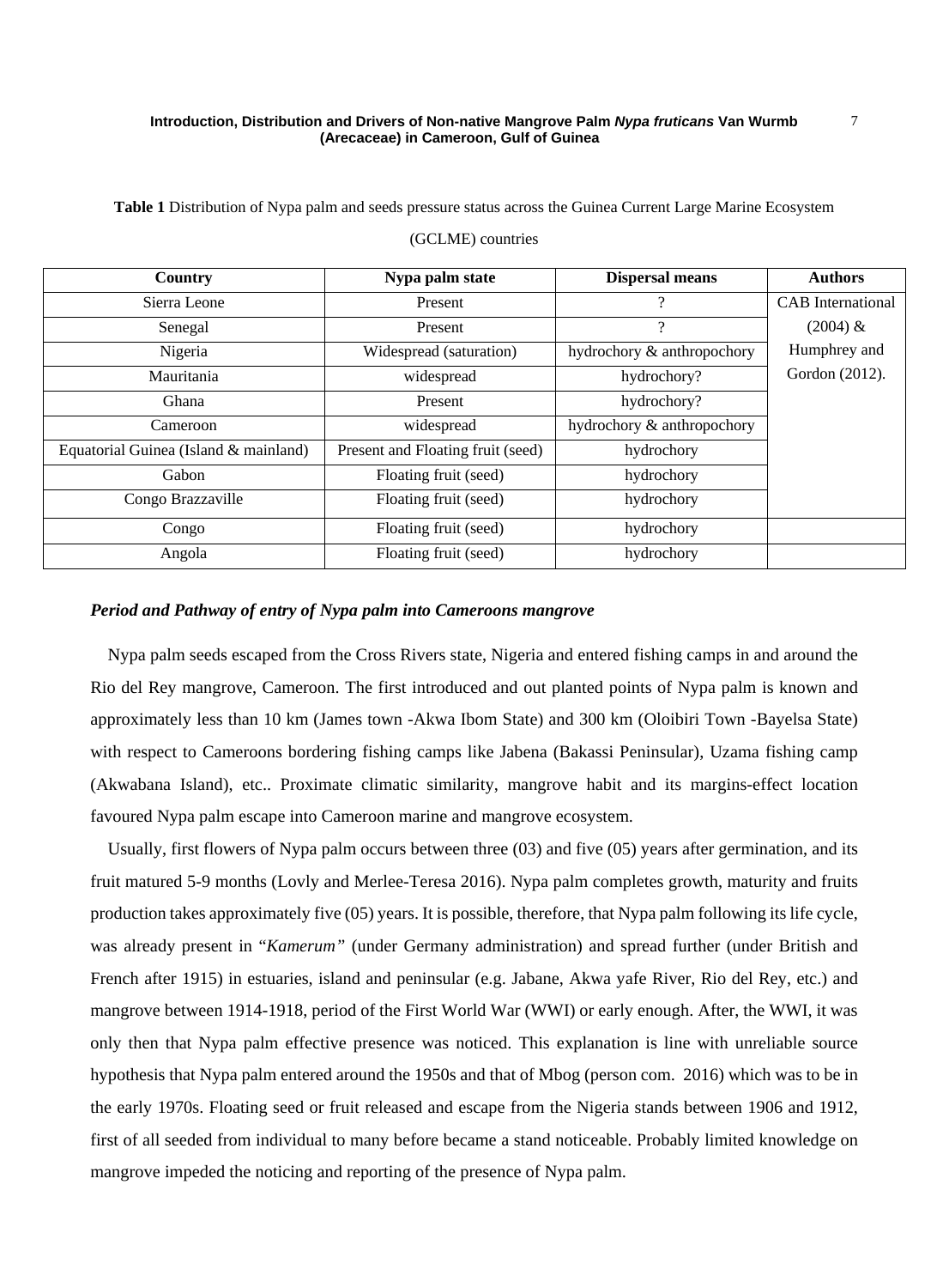**Table 1** Distribution of Nypa palm and seeds pressure status across the Guinea Current Large Marine Ecosystem (GCLME) countries

| Country | Nypa palm state | Dispersal means | Authors |
|---|---|---|---|
| Sierra Leone | Present | ? | CAB International (2004) & Humphrey and Gordon (2012). |
| Senegal | Present | ? | |
| Nigeria | Widespread (saturation) | hydrochory & anthropochory | |
| Mauritania | widespread | hydrochory? | |
| Ghana | Present | hydrochory? | |
| Cameroon | widespread | hydrochory & anthropochory | |
| Equatorial Guinea (Island & mainland) | Present and Floating fruit (seed) | hydrochory | |
| Gabon | Floating fruit (seed) | hydrochory | |
| Congo Brazzaville | Floating fruit (seed) | hydrochory | |
| Congo | Floating fruit (seed) | hydrochory | |
| Angola | Floating fruit (seed) | hydrochory | |

***Period and Pathway of entry of Nypa palm into Cameroons mangrove***

Nypa palm seeds escaped from the Cross Rivers state, Nigeria and entered fishing camps in and around the Rio del Rey mangrove, Cameroon. The first introduced and out planted points of Nypa palm is known and approximately less than 10 km (James town -Akwa Ibom State) and 300 km (Oloibiri Town -Bayelsa State) with respect to Cameroons bordering fishing camps like Jabena (Bakassi Peninsular), Uzama fishing camp (Akwabana Island), etc.. Proximate climatic similarity, mangrove habit and its margins-effect location favoured Nypa palm escape into Cameroon marine and mangrove ecosystem.

Usually, first flowers of Nypa palm occurs between three (03) and five (05) years after germination, and its fruit matured 5-9 months (Lovly and Merlee-Teresa 2016). Nypa palm completes growth, maturity and fruits production takes approximately five (05) years. It is possible, therefore, that Nypa palm following its life cycle, was already present in "*Kamerum"* (under Germany administration) and spread further (under British and French after 1915) in estuaries, island and peninsular (e.g. Jabane, Akwa yafe River, Rio del Rey, etc.) and mangrove between 1914-1918, period of the First World War (WWI) or early enough. After, the WWI, it was only then that Nypa palm effective presence was noticed. This explanation is line with unreliable source hypothesis that Nypa palm entered around the 1950s and that of Mbog (person com. 2016) which was to be in the early 1970s. Floating seed or fruit released and escape from the Nigeria stands between 1906 and 1912, first of all seeded from individual to many before became a stand noticeable. Probably limited knowledge on mangrove impeded the noticing and reporting of the presence of Nypa palm.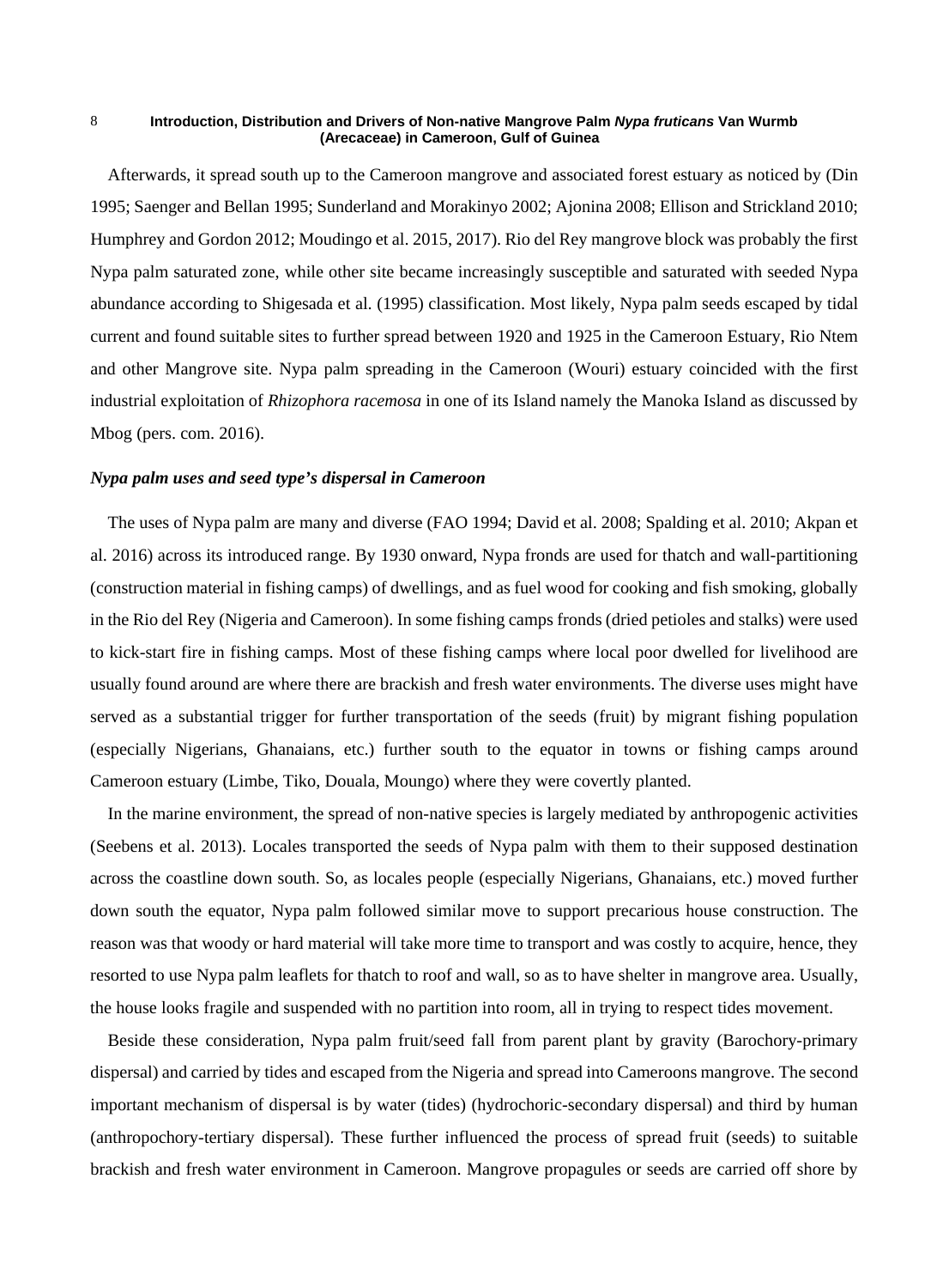Afterwards, it spread south up to the Cameroon mangrove and associated forest estuary as noticed by (Din 1995; Saenger and Bellan 1995; Sunderland and Morakinyo 2002; Ajonina 2008; Ellison and Strickland 2010; Humphrey and Gordon 2012; Moudingo et al. 2015, 2017). Rio del Rey mangrove block was probably the first Nypa palm saturated zone, while other site became increasingly susceptible and saturated with seeded Nypa abundance according to Shigesada et al. (1995) classification. Most likely, Nypa palm seeds escaped by tidal current and found suitable sites to further spread between 1920 and 1925 in the Cameroon Estuary, Rio Ntem and other Mangrove site. Nypa palm spreading in the Cameroon (Wouri) estuary coincided with the first industrial exploitation of *Rhizophora racemosa* in one of its Island namely the Manoka Island as discussed by Mbog (pers. com. 2016).

### *Nypa palm uses and seed type's dispersal in Cameroon*

The uses of Nypa palm are many and diverse (FAO 1994; David et al. 2008; Spalding et al. 2010; Akpan et al. 2016) across its introduced range. By 1930 onward, Nypa fronds are used for thatch and wall-partitioning (construction material in fishing camps) of dwellings, and as fuel wood for cooking and fish smoking, globally in the Rio del Rey (Nigeria and Cameroon). In some fishing camps fronds (dried petioles and stalks) were used to kick-start fire in fishing camps. Most of these fishing camps where local poor dwelled for livelihood are usually found around are where there are brackish and fresh water environments. The diverse uses might have served as a substantial trigger for further transportation of the seeds (fruit) by migrant fishing population (especially Nigerians, Ghanaians, etc.) further south to the equator in towns or fishing camps around Cameroon estuary (Limbe, Tiko, Douala, Moungo) where they were covertly planted.

In the marine environment, the spread of non-native species is largely mediated by anthropogenic activities (Seebens et al. 2013). Locales transported the seeds of Nypa palm with them to their supposed destination across the coastline down south. So, as locales people (especially Nigerians, Ghanaians, etc.) moved further down south the equator, Nypa palm followed similar move to support precarious house construction. The reason was that woody or hard material will take more time to transport and was costly to acquire, hence, they resorted to use Nypa palm leaflets for thatch to roof and wall, so as to have shelter in mangrove area. Usually, the house looks fragile and suspended with no partition into room, all in trying to respect tides movement.

Beside these consideration, Nypa palm fruit/seed fall from parent plant by gravity (Barochory-primary dispersal) and carried by tides and escaped from the Nigeria and spread into Cameroons mangrove. The second important mechanism of dispersal is by water (tides) (hydrochoric-secondary dispersal) and third by human (anthropochory-tertiary dispersal). These further influenced the process of spread fruit (seeds) to suitable brackish and fresh water environment in Cameroon. Mangrove propagules or seeds are carried off shore by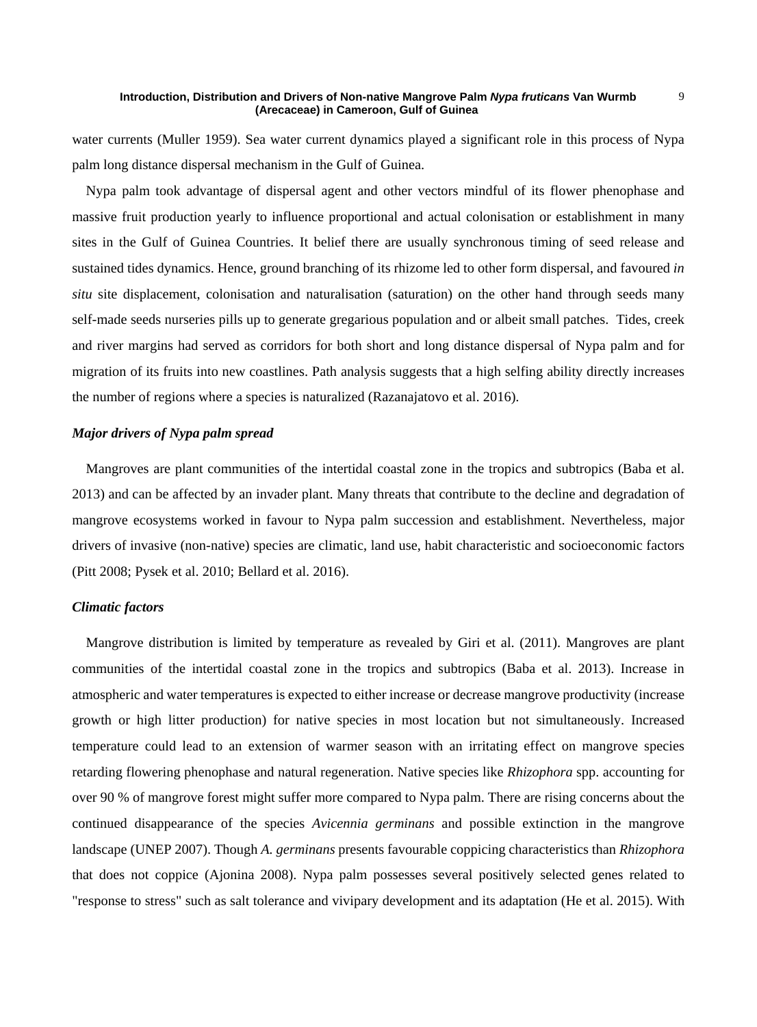water currents (Muller 1959). Sea water current dynamics played a significant role in this process of Nypa palm long distance dispersal mechanism in the Gulf of Guinea.

Nypa palm took advantage of dispersal agent and other vectors mindful of its flower phenophase and massive fruit production yearly to influence proportional and actual colonisation or establishment in many sites in the Gulf of Guinea Countries. It belief there are usually synchronous timing of seed release and sustained tides dynamics. Hence, ground branching of its rhizome led to other form dispersal, and favoured *in situ* site displacement, colonisation and naturalisation (saturation) on the other hand through seeds many self-made seeds nurseries pills up to generate gregarious population and or albeit small patches. Tides, creek and river margins had served as corridors for both short and long distance dispersal of Nypa palm and for migration of its fruits into new coastlines. Path analysis suggests that a high selfing ability directly increases the number of regions where a species is naturalized (Razanajatovo et al. 2016).

### *Major drivers of Nypa palm spread*

Mangroves are plant communities of the intertidal coastal zone in the tropics and subtropics (Baba et al. 2013) and can be affected by an invader plant. Many threats that contribute to the decline and degradation of mangrove ecosystems worked in favour to Nypa palm succession and establishment. Nevertheless, major drivers of invasive (non-native) species are climatic, land use, habit characteristic and socioeconomic factors (Pitt 2008; Pysek et al. 2010; Bellard et al. 2016).

### *Climatic factors*

Mangrove distribution is limited by temperature as revealed by Giri et al. (2011). Mangroves are plant communities of the intertidal coastal zone in the tropics and subtropics (Baba et al. 2013). Increase in atmospheric and water temperatures is expected to either increase or decrease mangrove productivity (increase growth or high litter production) for native species in most location but not simultaneously. Increased temperature could lead to an extension of warmer season with an irritating effect on mangrove species retarding flowering phenophase and natural regeneration. Native species like *Rhizophora* spp. accounting for over 90 % of mangrove forest might suffer more compared to Nypa palm. There are rising concerns about the continued disappearance of the species *Avicennia germinans* and possible extinction in the mangrove landscape (UNEP 2007). Though *A. germinans* presents favourable coppicing characteristics than *Rhizophora* that does not coppice (Ajonina 2008). Nypa palm possesses several positively selected genes related to "response to stress" such as salt tolerance and vivipary development and its adaptation (He et al. 2015). With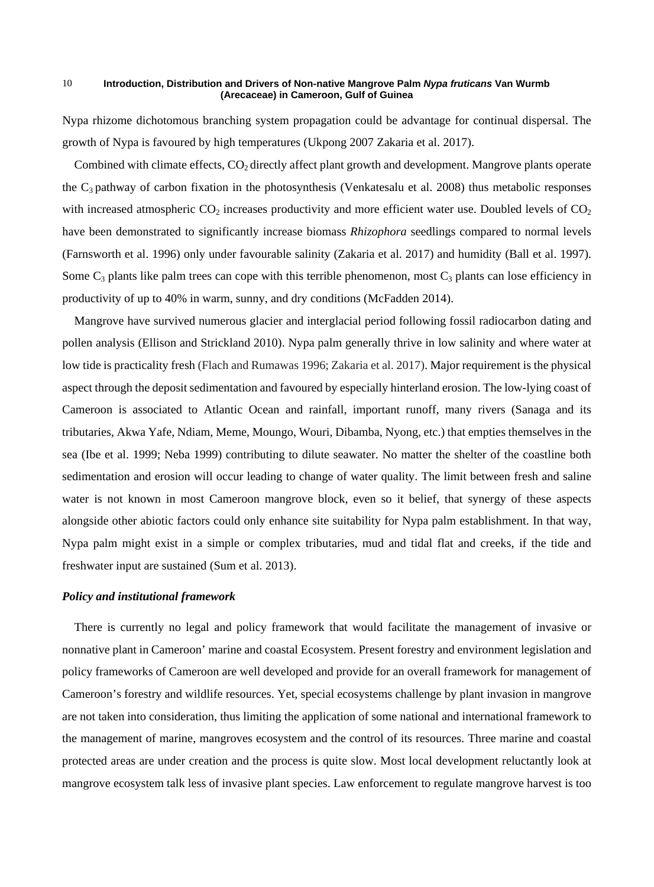Nypa rhizome dichotomous branching system propagation could be advantage for continual dispersal. The growth of Nypa is favoured by high temperatures (Ukpong 2007 Zakaria et al. 2017).

Combined with climate effects, $CO_2$ directly affect plant growth and development. Mangrove plants operate the $C_3$ pathway of carbon fixation in the photosynthesis (Venkatesalu et al. 2008) thus metabolic responses with increased atmospheric $CO_2$ increases productivity and more efficient water use. Doubled levels of $CO_2$ have been demonstrated to significantly increase biomass *Rhizophora* seedlings compared to normal levels (Farnsworth et al. 1996) only under favourable salinity (Zakaria et al. 2017) and humidity (Ball et al. 1997). Some $C_3$ plants like palm trees can cope with this terrible phenomenon, most $C_3$ plants can lose efficiency in productivity of up to 40% in warm, sunny, and dry conditions (McFadden 2014).

Mangrove have survived numerous glacier and interglacial period following fossil radiocarbon dating and pollen analysis (Ellison and Strickland 2010). Nypa palm generally thrive in low salinity and where water at low tide is practicality fresh (Flach and Rumawas 1996; Zakaria et al. 2017). Major requirement is the physical aspect through the deposit sedimentation and favoured by especially hinterland erosion. The low-lying coast of Cameroon is associated to Atlantic Ocean and rainfall, important runoff, many rivers (Sanaga and its tributaries, Akwa Yafe, Ndiam, Meme, Moungo, Wouri, Dibamba, Nyong, etc.) that empties themselves in the sea (Ibe et al. 1999; Neba 1999) contributing to dilute seawater. No matter the shelter of the coastline both sedimentation and erosion will occur leading to change of water quality. The limit between fresh and saline water is not known in most Cameroon mangrove block, even so it belief, that synergy of these aspects alongside other abiotic factors could only enhance site suitability for Nypa palm establishment. In that way, Nypa palm might exist in a simple or complex tributaries, mud and tidal flat and creeks, if the tide and freshwater input are sustained (Sum et al. 2013).

### *Policy and institutional framework*

There is currently no legal and policy framework that would facilitate the management of invasive or nonnative plant in Cameroon' marine and coastal Ecosystem. Present forestry and environment legislation and policy frameworks of Cameroon are well developed and provide for an overall framework for management of Cameroon's forestry and wildlife resources. Yet, special ecosystems challenge by plant invasion in mangrove are not taken into consideration, thus limiting the application of some national and international framework to the management of marine, mangroves ecosystem and the control of its resources. Three marine and coastal protected areas are under creation and the process is quite slow. Most local development reluctantly look at mangrove ecosystem talk less of invasive plant species. Law enforcement to regulate mangrove harvest is too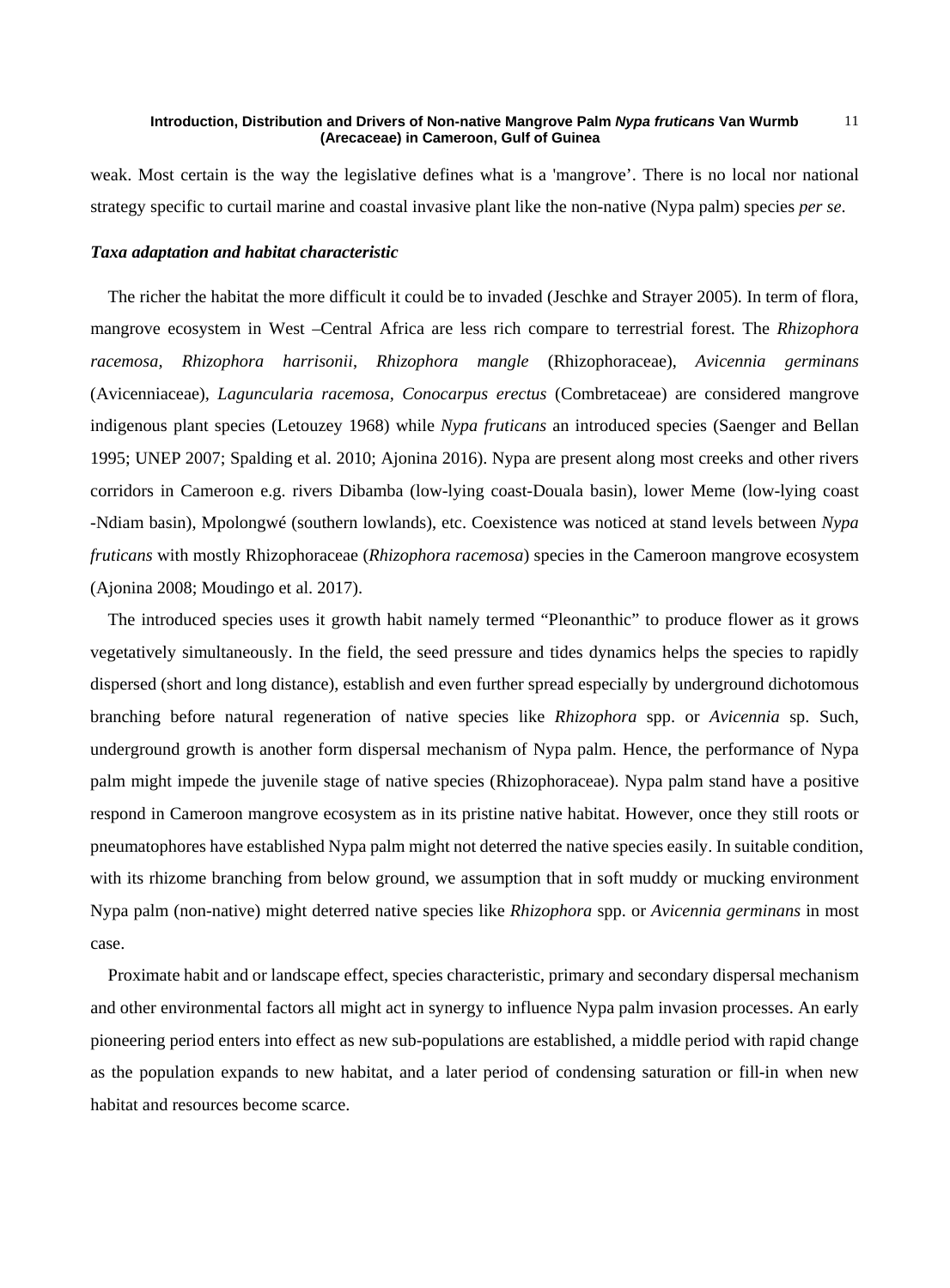weak. Most certain is the way the legislative defines what is a 'mangrove'. There is no local nor national strategy specific to curtail marine and coastal invasive plant like the non-native (Nypa palm) species *per se*.

### *Taxa adaptation and habitat characteristic*

The richer the habitat the more difficult it could be to invaded (Jeschke and Strayer 2005). In term of flora, mangrove ecosystem in West –Central Africa are less rich compare to terrestrial forest. The *Rhizophora racemosa, Rhizophora harrisonii*, *Rhizophora mangle* (Rhizophoraceae), *Avicennia germinans* (Avicenniaceae), *Laguncularia racemosa, Conocarpus erectus* (Combretaceae) are considered mangrove indigenous plant species (Letouzey 1968) while *Nypa fruticans* an introduced species (Saenger and Bellan 1995; UNEP 2007; Spalding et al. 2010; Ajonina 2016). Nypa are present along most creeks and other rivers corridors in Cameroon e.g. rivers Dibamba (low-lying coast-Douala basin), lower Meme (low-lying coast -Ndiam basin), Mpolongwé (southern lowlands), etc. Coexistence was noticed at stand levels between *Nypa fruticans* with mostly Rhizophoraceae (*Rhizophora racemosa*) species in the Cameroon mangrove ecosystem (Ajonina 2008; Moudingo et al. 2017).

The introduced species uses it growth habit namely termed "Pleonanthic" to produce flower as it grows vegetatively simultaneously. In the field, the seed pressure and tides dynamics helps the species to rapidly dispersed (short and long distance), establish and even further spread especially by underground dichotomous branching before natural regeneration of native species like *Rhizophora* spp. or *Avicennia* sp. Such, underground growth is another form dispersal mechanism of Nypa palm. Hence, the performance of Nypa palm might impede the juvenile stage of native species (Rhizophoraceae). Nypa palm stand have a positive respond in Cameroon mangrove ecosystem as in its pristine native habitat. However, once they still roots or pneumatophores have established Nypa palm might not deterred the native species easily. In suitable condition, with its rhizome branching from below ground, we assumption that in soft muddy or mucking environment Nypa palm (non-native) might deterred native species like *Rhizophora* spp. or *Avicennia germinans* in most case.

Proximate habit and or landscape effect, species characteristic, primary and secondary dispersal mechanism and other environmental factors all might act in synergy to influence Nypa palm invasion processes. An early pioneering period enters into effect as new sub-populations are established, a middle period with rapid change as the population expands to new habitat, and a later period of condensing saturation or fill-in when new habitat and resources become scarce.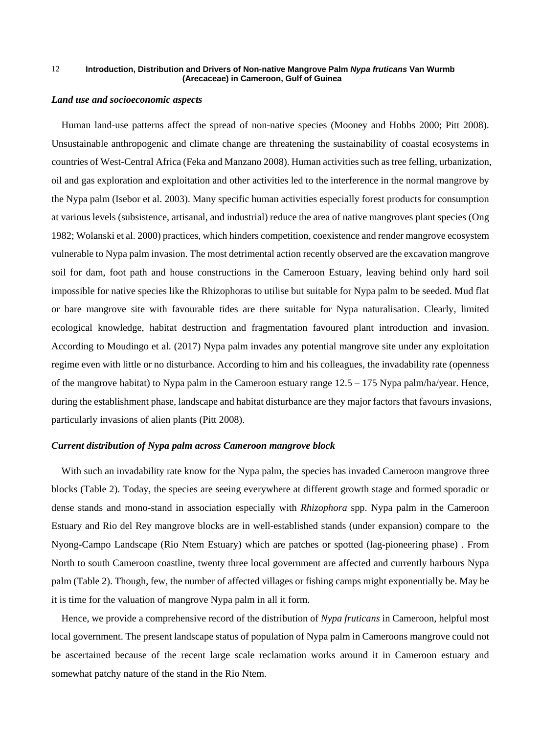### *Land use and socioeconomic aspects*

Human land-use patterns affect the spread of non-native species (Mooney and Hobbs 2000; Pitt 2008). Unsustainable anthropogenic and climate change are threatening the sustainability of coastal ecosystems in countries of West-Central Africa (Feka and Manzano 2008). Human activities such as tree felling, urbanization, oil and gas exploration and exploitation and other activities led to the interference in the normal mangrove by the Nypa palm (Isebor et al. 2003). Many specific human activities especially forest products for consumption at various levels (subsistence, artisanal, and industrial) reduce the area of native mangroves plant species (Ong 1982; Wolanski et al. 2000) practices, which hinders competition, coexistence and render mangrove ecosystem vulnerable to Nypa palm invasion. The most detrimental action recently observed are the excavation mangrove soil for dam, foot path and house constructions in the Cameroon Estuary, leaving behind only hard soil impossible for native species like the Rhizophoras to utilise but suitable for Nypa palm to be seeded. Mud flat or bare mangrove site with favourable tides are there suitable for Nypa naturalisation. Clearly, limited ecological knowledge, habitat destruction and fragmentation favoured plant introduction and invasion. According to Moudingo et al. (2017) Nypa palm invades any potential mangrove site under any exploitation regime even with little or no disturbance. According to him and his colleagues, the invadability rate (openness of the mangrove habitat) to Nypa palm in the Cameroon estuary range 12.5 – 175 Nypa palm/ha/year. Hence, during the establishment phase, landscape and habitat disturbance are they major factors that favours invasions, particularly invasions of alien plants (Pitt 2008).

### *Current distribution of Nypa palm across Cameroon mangrove block*

With such an invadability rate know for the Nypa palm, the species has invaded Cameroon mangrove three blocks (Table 2). Today, the species are seeing everywhere at different growth stage and formed sporadic or dense stands and mono-stand in association especially with *Rhizophora* spp. Nypa palm in the Cameroon Estuary and Rio del Rey mangrove blocks are in well-established stands (under expansion) compare to the Nyong-Campo Landscape (Rio Ntem Estuary) which are patches or spotted (lag-pioneering phase) . From North to south Cameroon coastline, twenty three local government are affected and currently harbours Nypa palm (Table 2). Though, few, the number of affected villages or fishing camps might exponentially be. May be it is time for the valuation of mangrove Nypa palm in all it form.

Hence, we provide a comprehensive record of the distribution of *Nypa fruticans* in Cameroon, helpful most local government. The present landscape status of population of Nypa palm in Cameroons mangrove could not be ascertained because of the recent large scale reclamation works around it in Cameroon estuary and somewhat patchy nature of the stand in the Rio Ntem.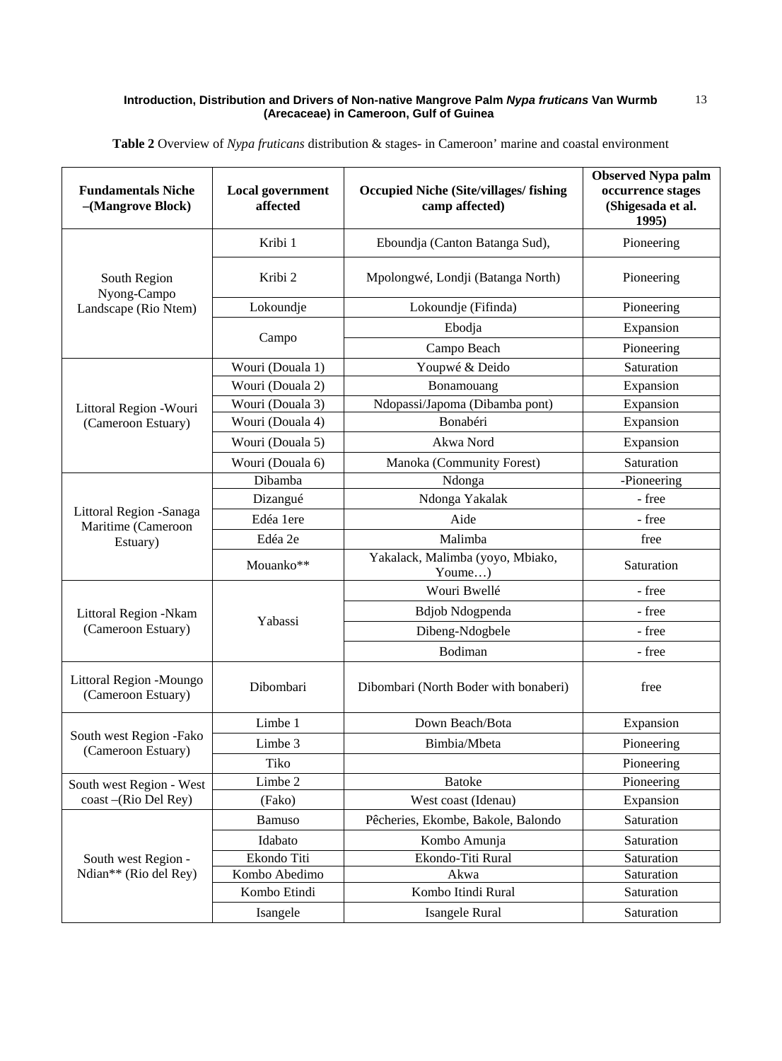**Table 2** Overview of *Nypa fruticans* distribution & stages- in Cameroon' marine and coastal environment

| Fundamentals Niche –(Mangrove Block) | Local government affected | Occupied Niche (Site/villages/ fishing camp affected) | Observed Nypa palm occurrence stages (Shigesada et al. 1995) |
|---|---|---|---|
| South Region Nyong-Campo Landscape (Rio Ntem) | Kribi 1 | Eboundja (Canton Batanga Sud), | Pioneering |
| | Kribi 2 | Mpolongwé, Londji (Batanga North) | Pioneering |
| | Lokoundje | Lokoundje (Fifinda) | Pioneering |
| | Campo | Ebodja | Expansion |
| | | Campo Beach | Pioneering |
| Littoral Region -Wouri (Cameroon Estuary) | Wouri (Douala 1) | Youpwé & Deido | Saturation |
| | Wouri (Douala 2) | Bonamouang | Expansion |
| | Wouri (Douala 3) | Ndopassi/Japoma (Dibamba pont) | Expansion |
| | Wouri (Douala 4) | Bonabéri | Expansion |
| | Wouri (Douala 5) | Akwa Nord | Expansion |
| | Wouri (Douala 6) | Manoka (Community Forest) | Saturation |
| Littoral Region -Sanaga Maritime (Cameroon Estuary) | Dibamba | Ndonga | -Pioneering |
| | Dizangué | Ndonga Yakalak | - free |
| | Edéa 1ere | Aide | - free |
| | Edéa 2e | Malimba | free |
| | Mouanko** | Yakalack, Malimba (yoyo, Mbiako, Youme…) | Saturation |
| Littoral Region -Nkam (Cameroon Estuary) | Yabassi | Wouri Bwellé | - free |
| | | Bdjob Ndogpenda | - free |
| | | Dibeng-Ndogbele | - free |
| | | Bodiman | - free |
| Littoral Region -Moungo (Cameroon Estuary) | Dibombari | Dibombari (North Boder with bonaberi) | free |
| South west Region -Fako (Cameroon Estuary) | Limbe 1 | Down Beach/Bota | Expansion |
| | Limbe 3 | Bimbia/Mbeta | Pioneering |
| | Tiko | | Pioneering |
| South west Region - West coast –(Rio Del Rey) | Limbe 2 | Batoke | Pioneering |
| | (Fako) | West coast (Idenau) | Expansion |
| South west Region - Ndian** (Rio del Rey) | Bamuso | Pêcheries, Ekombe, Bakole, Balondo | Saturation |
| | Idabato | Kombo Amunja | Saturation |
| | Ekondo Titi | Ekondo-Titi Rural | Saturation |
| | Kombo Abedimo | Akwa | Saturation |
| | Kombo Etindi | Kombo Itindi Rural | Saturation |
| | Isangele | Isangele Rural | Saturation |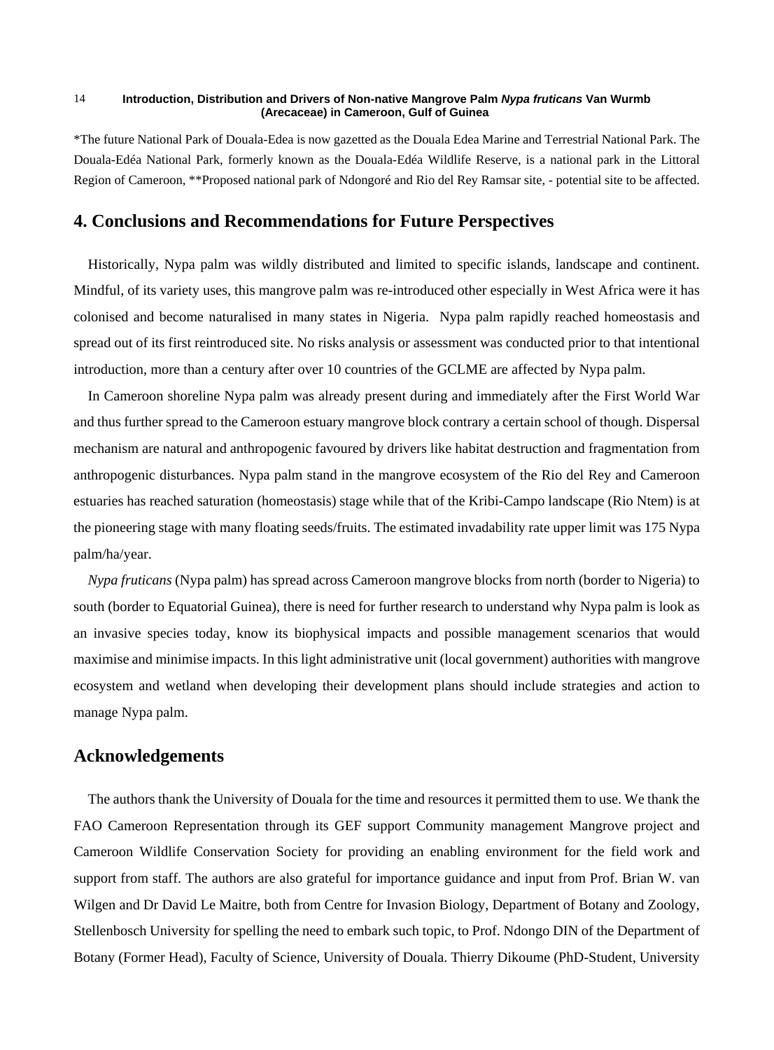*The future National Park of Douala-Edea is now gazetted as the Douala Edea Marine and Terrestrial National Park. The Douala-Edéa National Park, formerly known as the Douala-Edéa Wildlife Reserve, is a national park in the Littoral Region of Cameroon, **Proposed national park of Ndongoré and Rio del Rey Ramsar site, - potential site to be affected.

## 4. Conclusions and Recommendations for Future Perspectives

Historically, Nypa palm was wildly distributed and limited to specific islands, landscape and continent. Mindful, of its variety uses, this mangrove palm was re-introduced other especially in West Africa were it has colonised and become naturalised in many states in Nigeria. Nypa palm rapidly reached homeostasis and spread out of its first reintroduced site. No risks analysis or assessment was conducted prior to that intentional introduction, more than a century after over 10 countries of the GCLME are affected by Nypa palm.

In Cameroon shoreline Nypa palm was already present during and immediately after the First World War and thus further spread to the Cameroon estuary mangrove block contrary a certain school of though. Dispersal mechanism are natural and anthropogenic favoured by drivers like habitat destruction and fragmentation from anthropogenic disturbances. Nypa palm stand in the mangrove ecosystem of the Rio del Rey and Cameroon estuaries has reached saturation (homeostasis) stage while that of the Kribi-Campo landscape (Rio Ntem) is at the pioneering stage with many floating seeds/fruits. The estimated invadability rate upper limit was 175 Nypa palm/ha/year.

*Nypa fruticans* (Nypa palm) has spread across Cameroon mangrove blocks from north (border to Nigeria) to south (border to Equatorial Guinea), there is need for further research to understand why Nypa palm is look as an invasive species today, know its biophysical impacts and possible management scenarios that would maximise and minimise impacts. In this light administrative unit (local government) authorities with mangrove ecosystem and wetland when developing their development plans should include strategies and action to manage Nypa palm.

## Acknowledgements

The authors thank the University of Douala for the time and resources it permitted them to use. We thank the FAO Cameroon Representation through its GEF support Community management Mangrove project and Cameroon Wildlife Conservation Society for providing an enabling environment for the field work and support from staff. The authors are also grateful for importance guidance and input from Prof. Brian W. van Wilgen and Dr David Le Maitre, both from Centre for Invasion Biology, Department of Botany and Zoology, Stellenbosch University for spelling the need to embark such topic, to Prof. Ndongo DIN of the Department of Botany (Former Head), Faculty of Science, University of Douala. Thierry Dikoume (PhD-Student, University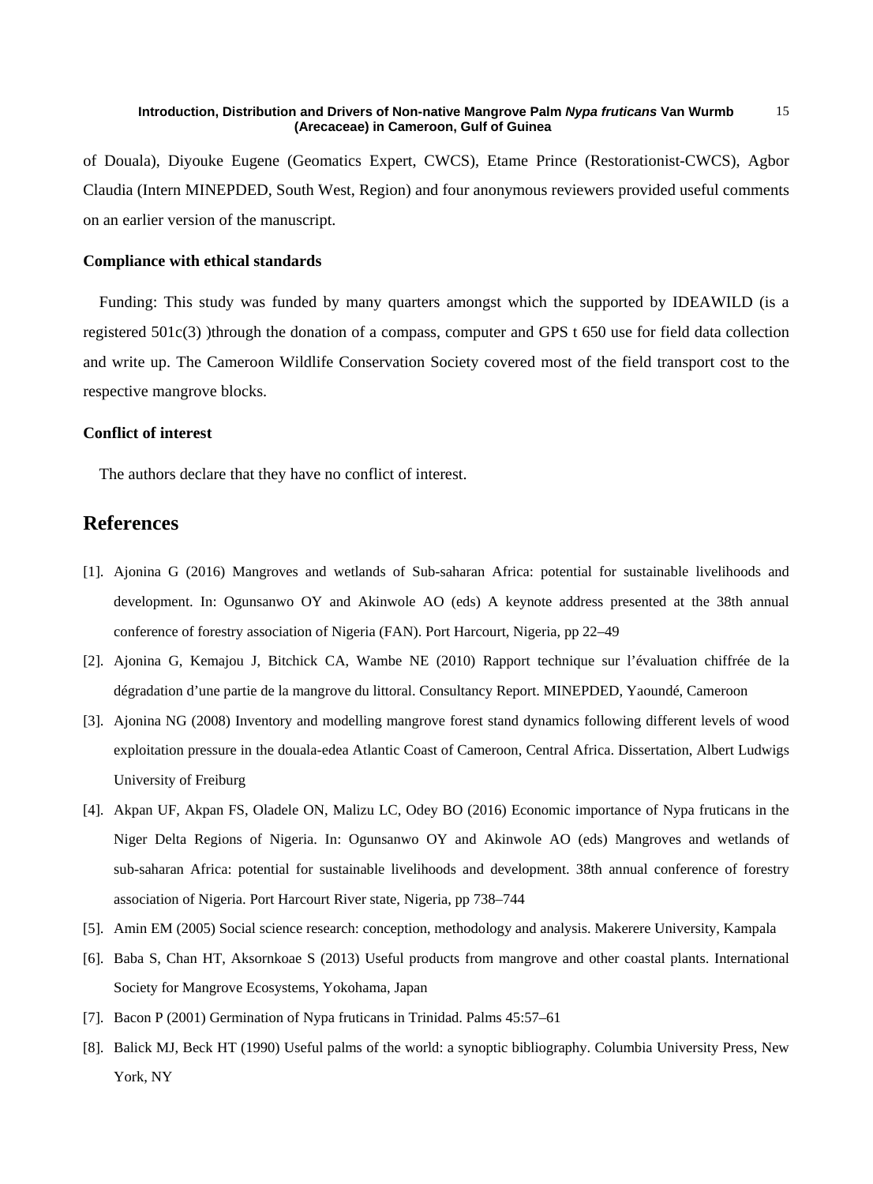of Douala), Diyouke Eugene (Geomatics Expert, CWCS), Etame Prince (Restorationist-CWCS), Agbor Claudia (Intern MINEPDED, South West, Region) and four anonymous reviewers provided useful comments on an earlier version of the manuscript.

### Compliance with ethical standards

Funding: This study was funded by many quarters amongst which the supported by IDEAWILD (is a registered 501c(3) )through the donation of a compass, computer and GPS t 650 use for field data collection and write up. The Cameroon Wildlife Conservation Society covered most of the field transport cost to the respective mangrove blocks.

### Conflict of interest

The authors declare that they have no conflict of interest.

## References

[1]. Ajonina G (2016) Mangroves and wetlands of Sub-saharan Africa: potential for sustainable livelihoods and development. In: Ogunsanwo OY and Akinwole AO (eds) A keynote address presented at the 38th annual conference of forestry association of Nigeria (FAN). Port Harcourt, Nigeria, pp 22–49

[2]. Ajonina G, Kemajou J, Bitchick CA, Wambe NE (2010) Rapport technique sur l'évaluation chiffrée de la dégradation d'une partie de la mangrove du littoral. Consultancy Report. MINEPDED, Yaoundé, Cameroon

[3]. Ajonina NG (2008) Inventory and modelling mangrove forest stand dynamics following different levels of wood exploitation pressure in the douala-edea Atlantic Coast of Cameroon, Central Africa. Dissertation, Albert Ludwigs University of Freiburg

[4]. Akpan UF, Akpan FS, Oladele ON, Malizu LC, Odey BO (2016) Economic importance of Nypa fruticans in the Niger Delta Regions of Nigeria. In: Ogunsanwo OY and Akinwole AO (eds) Mangroves and wetlands of sub-saharan Africa: potential for sustainable livelihoods and development. 38th annual conference of forestry association of Nigeria. Port Harcourt River state, Nigeria, pp 738–744

[5]. Amin EM (2005) Social science research: conception, methodology and analysis. Makerere University, Kampala

[6]. Baba S, Chan HT, Aksornkoae S (2013) Useful products from mangrove and other coastal plants. International Society for Mangrove Ecosystems, Yokohama, Japan

[7]. Bacon P (2001) Germination of Nypa fruticans in Trinidad. Palms 45:57–61

[8]. Balick MJ, Beck HT (1990) Useful palms of the world: a synoptic bibliography. Columbia University Press, New York, NY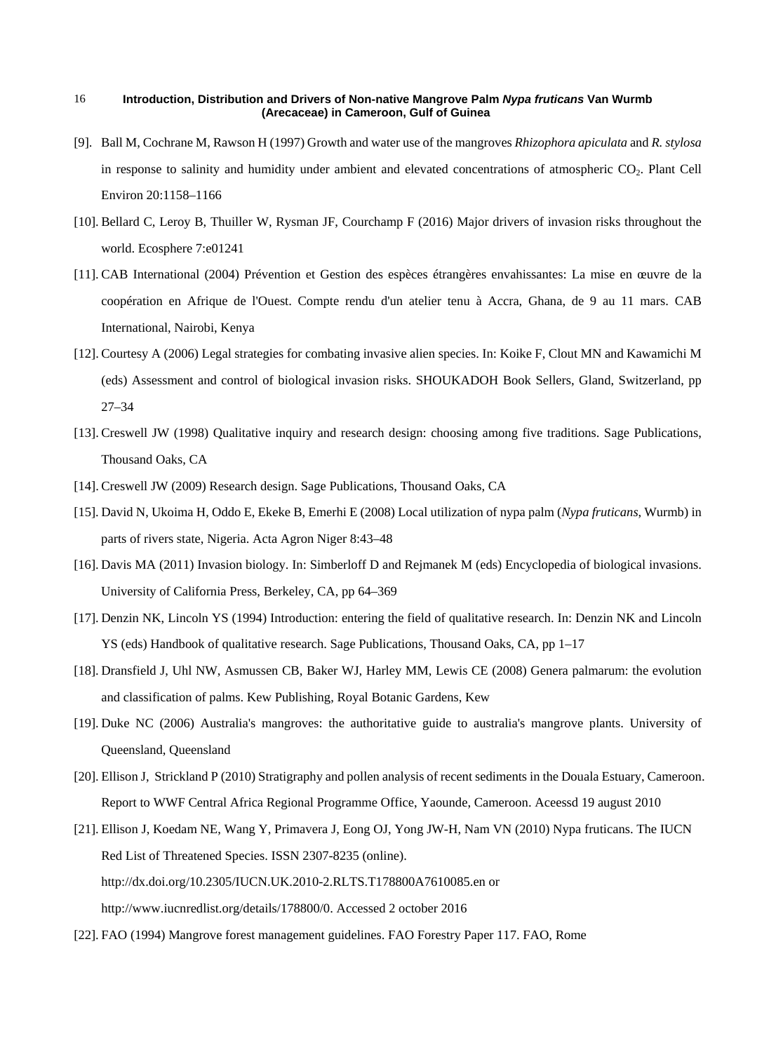[9]. Ball M, Cochrane M, Rawson H (1997) Growth and water use of the mangroves *Rhizophora apiculata* and *R. stylosa* in response to salinity and humidity under ambient and elevated concentrations of atmospheric $CO_2$. Plant Cell Environ 20:1158–1166

[10]. Bellard C, Leroy B, Thuiller W, Rysman JF, Courchamp F (2016) Major drivers of invasion risks throughout the world. Ecosphere 7:e01241

[11]. CAB International (2004) Prévention et Gestion des espèces étrangères envahissantes: La mise en œuvre de la coopération en Afrique de l'Ouest. Compte rendu d'un atelier tenu à Accra, Ghana, de 9 au 11 mars. CAB International, Nairobi, Kenya

[12]. Courtesy A (2006) Legal strategies for combating invasive alien species. In: Koike F, Clout MN and Kawamichi M (eds) Assessment and control of biological invasion risks. SHOUKADOH Book Sellers, Gland, Switzerland, pp 27–34

[13]. Creswell JW (1998) Qualitative inquiry and research design: choosing among five traditions. Sage Publications, Thousand Oaks, CA

[14]. Creswell JW (2009) Research design. Sage Publications, Thousand Oaks, CA

[15]. David N, Ukoima H, Oddo E, Ekeke B, Emerhi E (2008) Local utilization of nypa palm (*Nypa fruticans*, Wurmb) in parts of rivers state, Nigeria. Acta Agron Niger 8:43–48

[16]. Davis MA (2011) Invasion biology. In: Simberloff D and Rejmanek M (eds) Encyclopedia of biological invasions. University of California Press, Berkeley, CA, pp 64–369

[17]. Denzin NK, Lincoln YS (1994) Introduction: entering the field of qualitative research. In: Denzin NK and Lincoln YS (eds) Handbook of qualitative research. Sage Publications, Thousand Oaks, CA, pp 1–17

[18]. Dransfield J, Uhl NW, Asmussen CB, Baker WJ, Harley MM, Lewis CE (2008) Genera palmarum: the evolution and classification of palms. Kew Publishing, Royal Botanic Gardens, Kew

[19]. Duke NC (2006) Australia's mangroves: the authoritative guide to australia's mangrove plants. University of Queensland, Queensland

[20]. Ellison J, Strickland P (2010) Stratigraphy and pollen analysis of recent sediments in the Douala Estuary, Cameroon. Report to WWF Central Africa Regional Programme Office, Yaounde, Cameroon. Aceessd 19 august 2010

[21]. Ellison J, Koedam NE, Wang Y, Primavera J, Eong OJ, Yong JW-H, Nam VN (2010) Nypa fruticans. The IUCN Red List of Threatened Species. ISSN 2307-8235 (online). http://dx.doi.org/10.2305/IUCN.UK.2010-2.RLTS.T178800A7610085.en or http://www.iucnredlist.org/details/178800/0. Accessed 2 october 2016

[22]. FAO (1994) Mangrove forest management guidelines. FAO Forestry Paper 117. FAO, Rome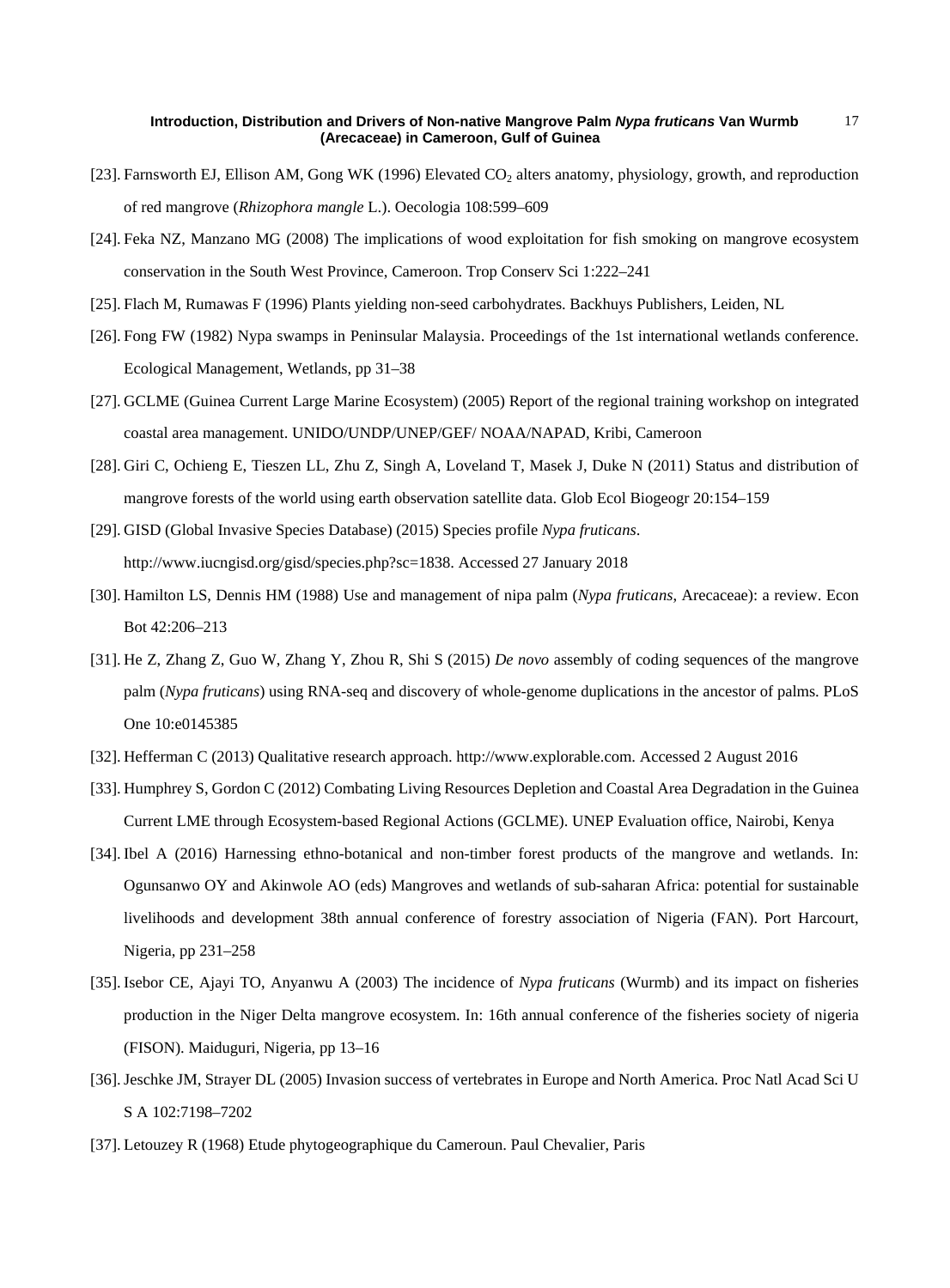[23]. Farnsworth EJ, Ellison AM, Gong WK (1996) Elevated $CO_2$ alters anatomy, physiology, growth, and reproduction of red mangrove (*Rhizophora mangle* L.). Oecologia 108:599–609

[24]. Feka NZ, Manzano MG (2008) The implications of wood exploitation for fish smoking on mangrove ecosystem conservation in the South West Province, Cameroon. Trop Conserv Sci 1:222–241

[25]. Flach M, Rumawas F (1996) Plants yielding non-seed carbohydrates. Backhuys Publishers, Leiden, NL

[26]. Fong FW (1982) Nypa swamps in Peninsular Malaysia. Proceedings of the 1st international wetlands conference. Ecological Management, Wetlands, pp 31–38

[27]. GCLME (Guinea Current Large Marine Ecosystem) (2005) Report of the regional training workshop on integrated coastal area management. UNIDO/UNDP/UNEP/GEF/ NOAA/NAPAD, Kribi, Cameroon

[28]. Giri C, Ochieng E, Tieszen LL, Zhu Z, Singh A, Loveland T, Masek J, Duke N (2011) Status and distribution of mangrove forests of the world using earth observation satellite data. Glob Ecol Biogeogr 20:154–159

[29]. GISD (Global Invasive Species Database) (2015) Species profile *Nypa fruticans*. http://www.iucngisd.org/gisd/species.php?sc=1838. Accessed 27 January 2018

[30]. Hamilton LS, Dennis HM (1988) Use and management of nipa palm (*Nypa fruticans*, Arecaceae): a review. Econ Bot 42:206–213

[31]. He Z, Zhang Z, Guo W, Zhang Y, Zhou R, Shi S (2015) *De novo* assembly of coding sequences of the mangrove palm (*Nypa fruticans*) using RNA-seq and discovery of whole-genome duplications in the ancestor of palms. PLoS One 10:e0145385

[32]. Hefferman C (2013) Qualitative research approach. http://www.explorable.com. Accessed 2 August 2016

[33]. Humphrey S, Gordon C (2012) Combating Living Resources Depletion and Coastal Area Degradation in the Guinea Current LME through Ecosystem-based Regional Actions (GCLME). UNEP Evaluation office, Nairobi, Kenya

[34]. Ibel A (2016) Harnessing ethno-botanical and non-timber forest products of the mangrove and wetlands. In: Ogunsanwo OY and Akinwole AO (eds) Mangroves and wetlands of sub-saharan Africa: potential for sustainable livelihoods and development 38th annual conference of forestry association of Nigeria (FAN). Port Harcourt, Nigeria, pp 231–258

[35]. Isebor CE, Ajayi TO, Anyanwu A (2003) The incidence of *Nypa fruticans* (Wurmb) and its impact on fisheries production in the Niger Delta mangrove ecosystem. In: 16th annual conference of the fisheries society of nigeria (FISON). Maiduguri, Nigeria, pp 13–16

[36]. Jeschke JM, Strayer DL (2005) Invasion success of vertebrates in Europe and North America. Proc Natl Acad Sci U S A 102:7198–7202

[37]. Letouzey R (1968) Etude phytogeographique du Cameroun. Paul Chevalier, Paris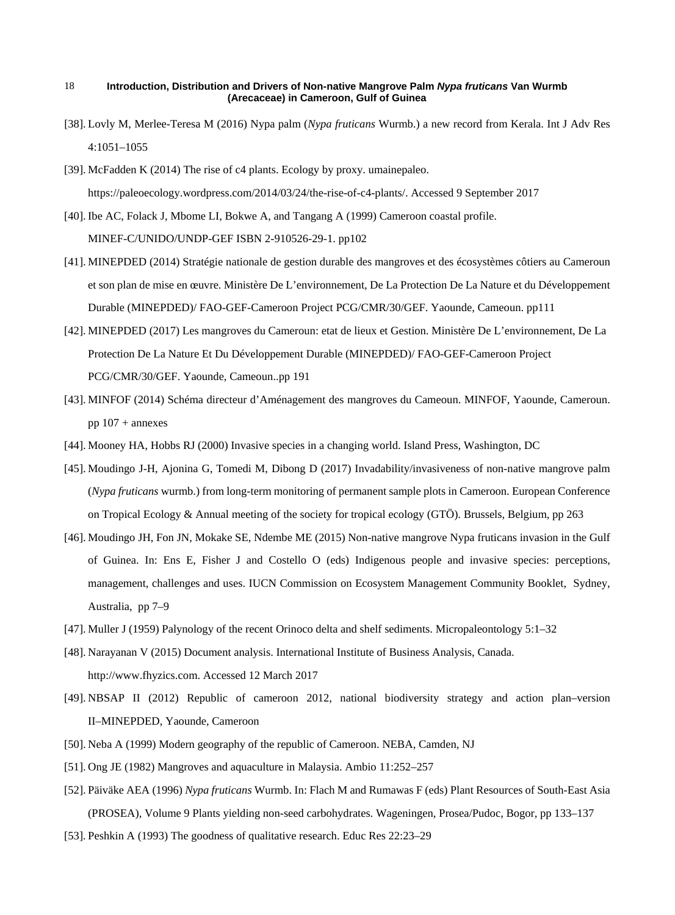[38]. Lovly M, Merlee-Teresa M (2016) Nypa palm (*Nypa fruticans* Wurmb.) a new record from Kerala. Int J Adv Res 4:1051–1055

[39]. McFadden K (2014) The rise of c4 plants. Ecology by proxy. umainepaleo. https://paleoecology.wordpress.com/2014/03/24/the-rise-of-c4-plants/. Accessed 9 September 2017

[40]. Ibe AC, Folack J, Mbome LI, Bokwe A, and Tangang A (1999) Cameroon coastal profile. MINEF-C/UNIDO/UNDP-GEF ISBN 2-910526-29-1. pp102

[41]. MINEPDED (2014) Stratégie nationale de gestion durable des mangroves et des écosystèmes côtiers au Cameroun et son plan de mise en œuvre. Ministère De L'environnement, De La Protection De La Nature et du Développement Durable (MINEPDED)/ FAO-GEF-Cameroon Project PCG/CMR/30/GEF. Yaounde, Cameoun. pp111

[42]. MINEPDED (2017) Les mangroves du Cameroun: etat de lieux et Gestion. Ministère De L'environnement, De La Protection De La Nature Et Du Développement Durable (MINEPDED)/ FAO-GEF-Cameroon Project PCG/CMR/30/GEF. Yaounde, Cameoun..pp 191

[43]. MINFOF (2014) Schéma directeur d'Aménagement des mangroves du Cameoun. MINFOF, Yaounde, Cameroun. pp 107 + annexes

[44]. Mooney HA, Hobbs RJ (2000) Invasive species in a changing world. Island Press, Washington, DC

[45]. Moudingo J-H, Ajonina G, Tomedi M, Dibong D (2017) Invadability/invasiveness of non-native mangrove palm (*Nypa fruticans* wurmb.) from long-term monitoring of permanent sample plots in Cameroon. European Conference on Tropical Ecology & Annual meeting of the society for tropical ecology (GTÖ). Brussels, Belgium, pp 263

[46]. Moudingo JH, Fon JN, Mokake SE, Ndembe ME (2015) Non-native mangrove Nypa fruticans invasion in the Gulf of Guinea. In: Ens E, Fisher J and Costello O (eds) Indigenous people and invasive species: perceptions, management, challenges and uses. IUCN Commission on Ecosystem Management Community Booklet, Sydney, Australia, pp 7–9

[47]. Muller J (1959) Palynology of the recent Orinoco delta and shelf sediments. Micropaleontology 5:1–32

[48]. Narayanan V (2015) Document analysis. International Institute of Business Analysis, Canada. http://www.fhyzics.com. Accessed 12 March 2017

[49]. NBSAP II (2012) Republic of cameroon 2012, national biodiversity strategy and action plan–version II–MINEPDED, Yaounde, Cameroon

[50]. Neba A (1999) Modern geography of the republic of Cameroon. NEBA, Camden, NJ

[51]. Ong JE (1982) Mangroves and aquaculture in Malaysia. Ambio 11:252–257

[52]. Päiväke AEA (1996) *Nypa fruticans* Wurmb. In: Flach M and Rumawas F (eds) Plant Resources of South-East Asia (PROSEA), Volume 9 Plants yielding non-seed carbohydrates. Wageningen, Prosea/Pudoc, Bogor, pp 133–137

[53]. Peshkin A (1993) The goodness of qualitative research. Educ Res 22:23–29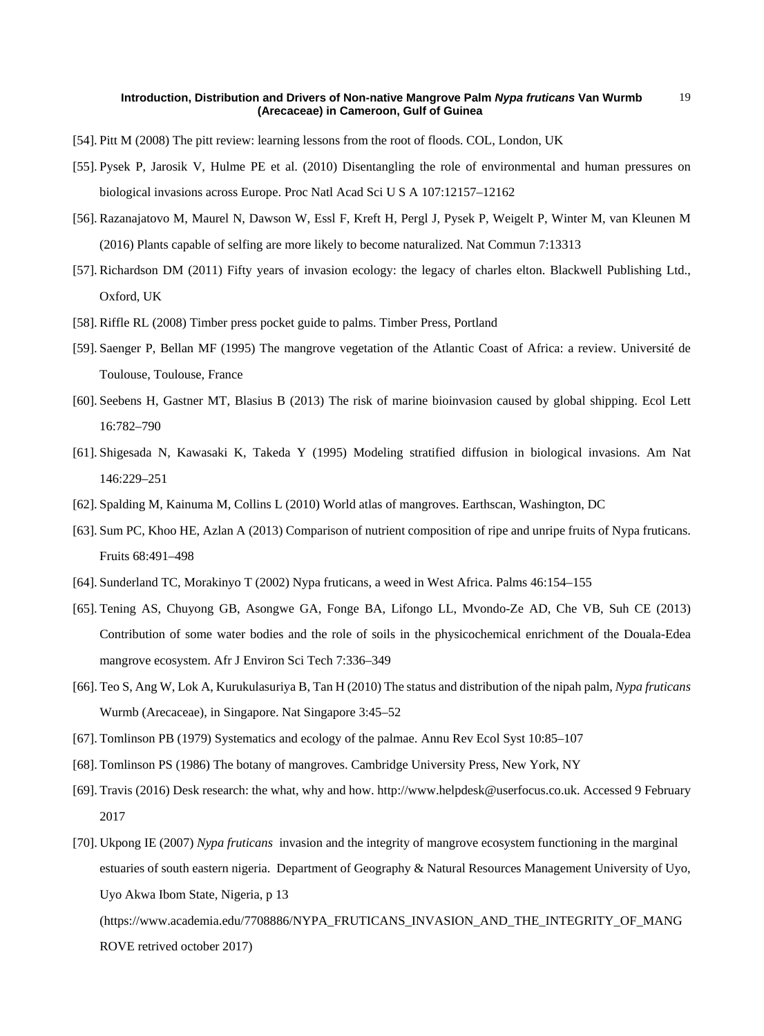[54]. Pitt M (2008) The pitt review: learning lessons from the root of floods. COL, London, UK

[55]. Pysek P, Jarosik V, Hulme PE et al. (2010) Disentangling the role of environmental and human pressures on biological invasions across Europe. Proc Natl Acad Sci U S A 107:12157–12162

[56]. Razanajatovo M, Maurel N, Dawson W, Essl F, Kreft H, Pergl J, Pysek P, Weigelt P, Winter M, van Kleunen M (2016) Plants capable of selfing are more likely to become naturalized. Nat Commun 7:13313

[57]. Richardson DM (2011) Fifty years of invasion ecology: the legacy of charles elton. Blackwell Publishing Ltd., Oxford, UK

[58]. Riffle RL (2008) Timber press pocket guide to palms. Timber Press, Portland

[59]. Saenger P, Bellan MF (1995) The mangrove vegetation of the Atlantic Coast of Africa: a review. Université de Toulouse, Toulouse, France

[60]. Seebens H, Gastner MT, Blasius B (2013) The risk of marine bioinvasion caused by global shipping. Ecol Lett 16:782–790

[61]. Shigesada N, Kawasaki K, Takeda Y (1995) Modeling stratified diffusion in biological invasions. Am Nat 146:229–251

[62]. Spalding M, Kainuma M, Collins L (2010) World atlas of mangroves. Earthscan, Washington, DC

[63]. Sum PC, Khoo HE, Azlan A (2013) Comparison of nutrient composition of ripe and unripe fruits of Nypa fruticans. Fruits 68:491–498

[64]. Sunderland TC, Morakinyo T (2002) Nypa fruticans, a weed in West Africa. Palms 46:154–155

[65]. Tening AS, Chuyong GB, Asongwe GA, Fonge BA, Lifongo LL, Mvondo-Ze AD, Che VB, Suh CE (2013) Contribution of some water bodies and the role of soils in the physicochemical enrichment of the Douala-Edea mangrove ecosystem. Afr J Environ Sci Tech 7:336–349

[66]. Teo S, Ang W, Lok A, Kurukulasuriya B, Tan H (2010) The status and distribution of the nipah palm, *Nypa fruticans* Wurmb (Arecaceae), in Singapore. Nat Singapore 3:45–52

[67]. Tomlinson PB (1979) Systematics and ecology of the palmae. Annu Rev Ecol Syst 10:85–107

[68]. Tomlinson PS (1986) The botany of mangroves. Cambridge University Press, New York, NY

[69]. Travis (2016) Desk research: the what, why and how. http://www.helpdesk@userfocus.co.uk. Accessed 9 February 2017

[70]. Ukpong IE (2007) *Nypa fruticans* invasion and the integrity of mangrove ecosystem functioning in the marginal estuaries of south eastern nigeria. Department of Geography & Natural Resources Management University of Uyo, Uyo Akwa Ibom State, Nigeria, p 13 (https://www.academia.edu/7708886/NYPA_FRUTICANS_INVASION_AND_THE_INTEGRITY_OF_MANGROVE retrived october 2017)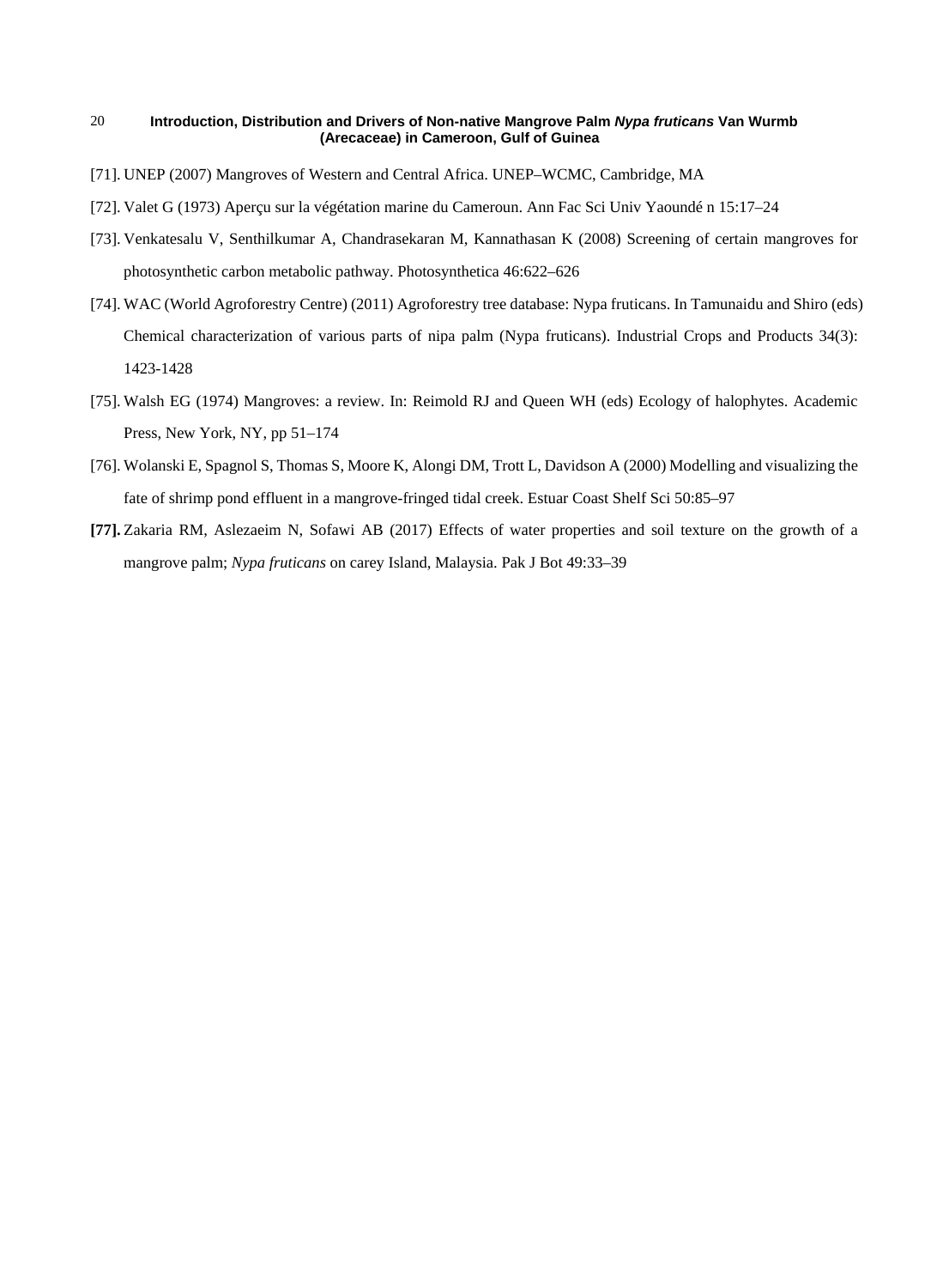[71]. UNEP (2007) Mangroves of Western and Central Africa. UNEP–WCMC, Cambridge, MA

[72]. Valet G (1973) Aperçu sur la végétation marine du Cameroun. Ann Fac Sci Univ Yaoundé n 15:17–24

[73]. Venkatesalu V, Senthilkumar A, Chandrasekaran M, Kannathasan K (2008) Screening of certain mangroves for photosynthetic carbon metabolic pathway. Photosynthetica 46:622–626

[74]. WAC (World Agroforestry Centre) (2011) Agroforestry tree database: Nypa fruticans. In Tamunaidu and Shiro (eds) Chemical characterization of various parts of nipa palm (Nypa fruticans). Industrial Crops and Products 34(3): 1423-1428

[75]. Walsh EG (1974) Mangroves: a review. In: Reimold RJ and Queen WH (eds) Ecology of halophytes. Academic Press, New York, NY, pp 51–174

[76]. Wolanski E, Spagnol S, Thomas S, Moore K, Alongi DM, Trott L, Davidson A (2000) Modelling and visualizing the fate of shrimp pond effluent in a mangrove-fringed tidal creek. Estuar Coast Shelf Sci 50:85–97

**[77].** Zakaria RM, Aslezaeim N, Sofawi AB (2017) Effects of water properties and soil texture on the growth of a mangrove palm; *Nypa fruticans* on carey Island, Malaysia. Pak J Bot 49:33–39